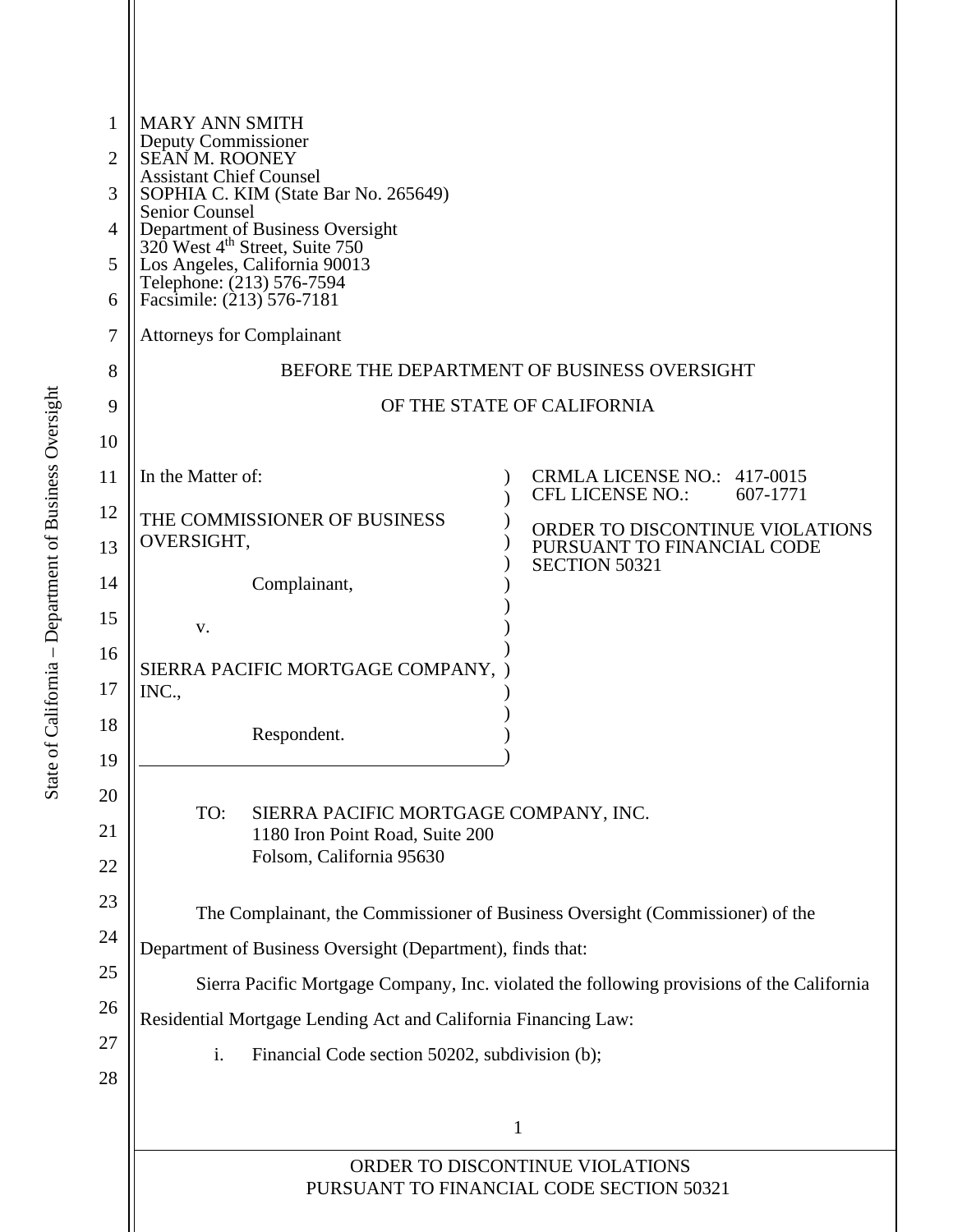MARY ANN SMITH
Deputy Commissioner
SEAN M. ROONEY
Assistant Chief Counsel
SOPHIA C. KIM (State Bar No. 265649)
Senior Counsel
Department of Business Oversight
320 West 4th Street, Suite 750
Los Angeles, California 90013
Telephone: (213) 576-7594
Facsimile: (213) 576-7181

Attorneys for Complainant

BEFORE THE DEPARTMENT OF BUSINESS OVERSIGHT

OF THE STATE OF CALIFORNIA

| | |
|---|---|
| In the Matter of:<br><br>THE COMMISSIONER OF BUSINESS OVERSIGHT,<br><br>Complainant,<br><br>v.<br><br>SIERRA PACIFIC MORTGAGE COMPANY, INC.,<br><br>Respondent. | CRMLA LICENSE NO.: 417-0015<br>CFL LICENSE NO.: 607-1771<br><br>ORDER TO DISCONTINUE VIOLATIONS PURSUANT TO FINANCIAL CODE SECTION 50321 |

TO: SIERRA PACIFIC MORTGAGE COMPANY, INC.
1180 Iron Point Road, Suite 200
Folsom, California 95630

The Complainant, the Commissioner of Business Oversight (Commissioner) of the Department of Business Oversight (Department), finds that:

Sierra Pacific Mortgage Company, Inc. violated the following provisions of the California Residential Mortgage Lending Act and California Financing Law:

i. Financial Code section 50202, subdivision (b);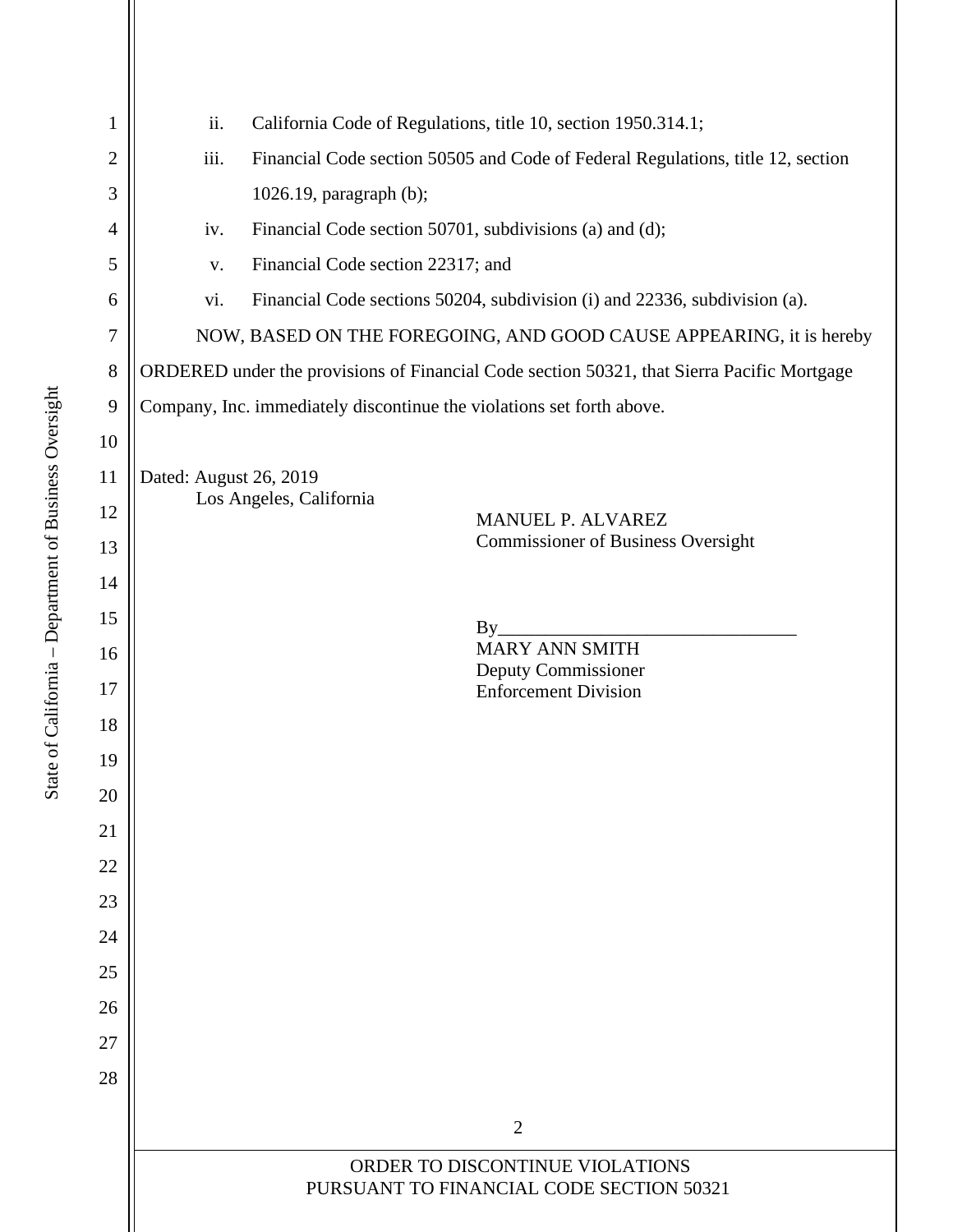ii. California Code of Regulations, title 10, section 1950.314.1;

iii. Financial Code section 50505 and Code of Federal Regulations, title 12, section 1026.19, paragraph (b);

iv. Financial Code section 50701, subdivisions (a) and (d);

v. Financial Code section 22317; and

vi. Financial Code sections 50204, subdivision (i) and 22336, subdivision (a).

NOW, BASED ON THE FOREGOING, AND GOOD CAUSE APPEARING, it is hereby ORDERED under the provisions of Financial Code section 50321, that Sierra Pacific Mortgage Company, Inc. immediately discontinue the violations set forth above.

Dated: August 26, 2019
Los Angeles, California

MANUEL P. ALVAREZ
Commissioner of Business Oversight

By________________________________
MARY ANN SMITH
Deputy Commissioner
Enforcement Division